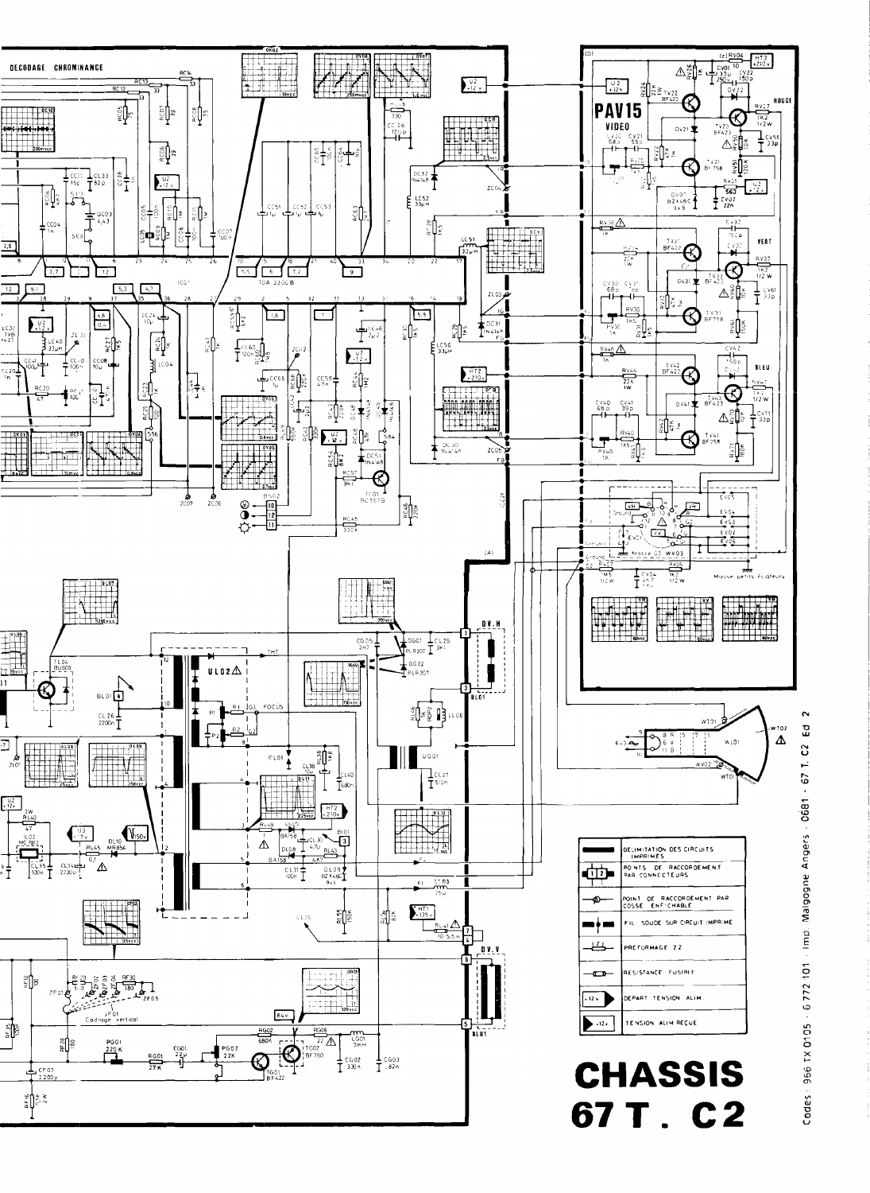DECODAGE CHROMINANCE

PAV15

VIDEO

ROUGE

VERT

BLEU

| Symbole | Signification |
|---|---|
| | DELIMITATION DES CIRCUITS IMPRIMES |
| | POINTS DE RACCORDEMENT PAR CONNECTEURS |
| | POINT DE RACCORDEMENT PAR COSSE ENFICHABLE |
| | FIL SOUDE SUR CIRCUIT IMPRIME |
| | PREFORMAGE Z2 |
| | RESISTANCE FUSIBLE |
| +12v | DEPART TENSION ALIM |
| +12v | TENSION ALIM REÇUE |

# CHASSIS 67 T. C2

Codes : 966 TX 0105 · 6 772 101 · Imp. Malgogne Angers · 0681 · 67 T. C2 Ed 2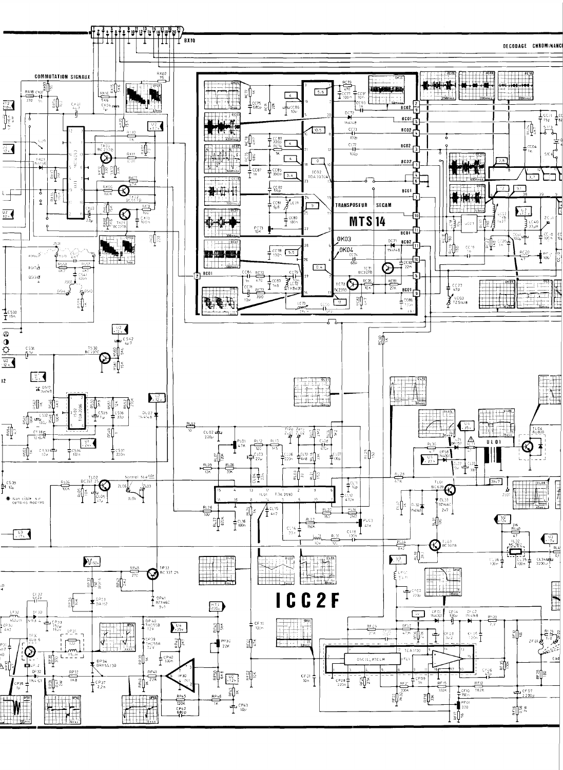DECODAGE CHROMINANCE

COMMUTATION SIGNAUX

TRANSPOSEUR SECAM

MTS 14

ICC2F

* Non câblé sur certains modèles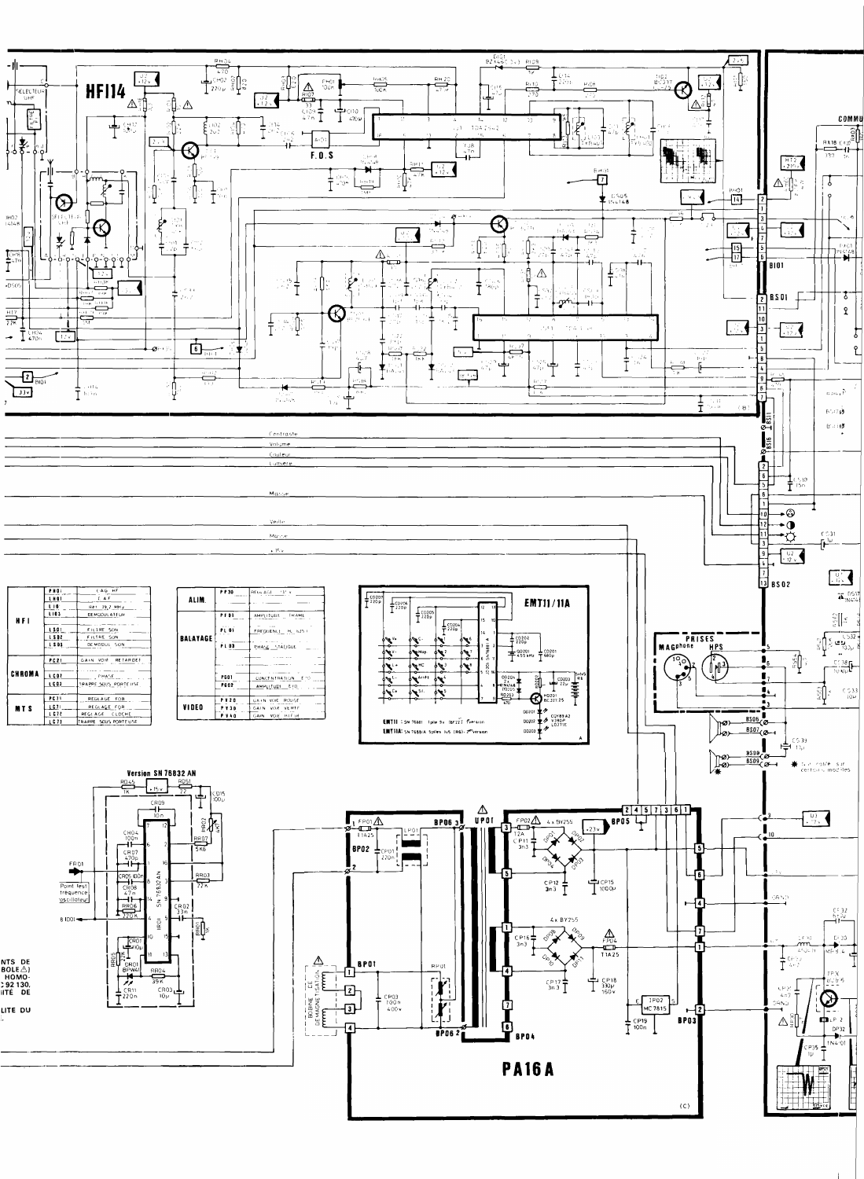# HFI14

F.O.S

Contraste

Volume

Couleur

Lumière

Masse

Veille

Masse

+15 V

| | | |
|---|---|---|
| **HFI** | PH01 | C.A.G. HF |
| | LH01 | C.A.F. |
| | L10 | Rej. 39,7 MHz |
| | L103 | Démodulateur |
| | L301 | Filtre son |
| | LS02 | Filtre son |
| | LS03 | Démodul. son |
| **CHROMA** | PC21 | Gain voie retardée |
| | LC01 | Phase |
| | LC03 | Trappe sous porteuse |
| **MTS** | PC71 | Réglage FOR |
| | LC71 | Réglage FOR |
| | LC72 | Réglage cloche |
| | LC73 | Trappe sous porteuse |

| | | |
|---|---|---|
| **ALIM.** | PF30 | Réglage +15 V |
| **BALAYAGE** | PF01 | Amplitude trame |
| | PL01 | Fréquence H |
| | PL03 | Phase statique |
| | PG01 | Concentration ETO |
| | PG02 | Amplitude ETO |
| **VIDEO** | PV20 | Gain voie rouge |
| | PV30 | Gain voie verte |
| | PV40 | Gain voie bleue |

## EMT11/11A

**EMT11** : SN 76881 1pile 9v (DF22) 1ère version

**EMT11A** : SN 76881A 5piles 1v5 (R6) 2ème version

## Version SN 76832 AN

Point test fréquence oscillateur

PRISES

MAGnétophone — HPS

✱ Sur option sur certains modèles

NTS DE ... BOLE ⚠) ... HOMO- ... C 92 130, ... ITE DE ... LITE DU

## PA16A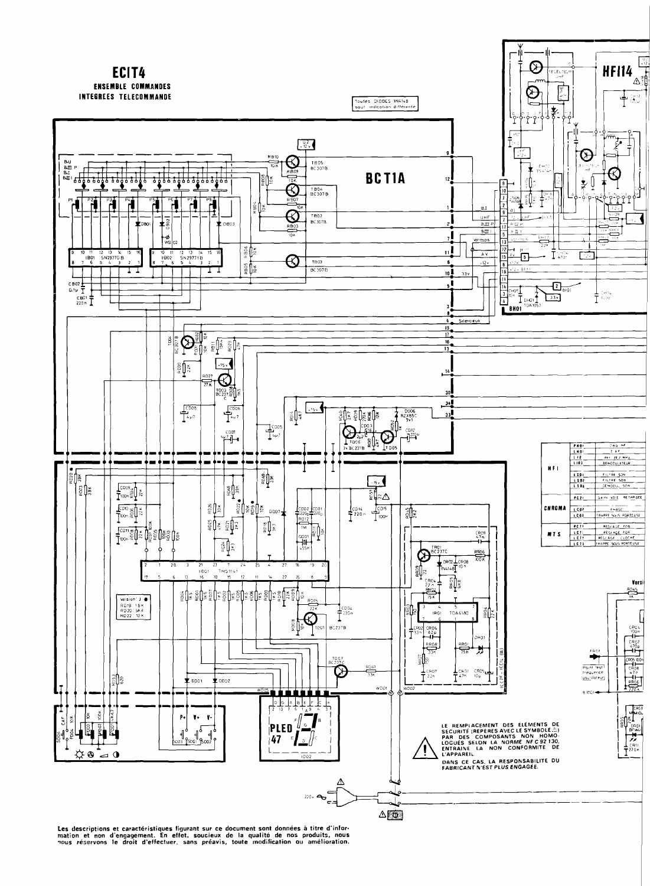# ECIT4

**ENSEMBLE COMMANDES INTEGREES TELECOMMANDE**

Toutes DIODES 1N4148 sauf indication différente

**BCT1A**

**HFI14**

| | | |
|---|---|---|
| **HFI** | PH01 | CAG HF |
| | LH01 | CAF |
| | L10 | REJ. 39,2 MHz |
| | L102 | DEMODULATEUR |
| | LS01 | FILTRE SON |
| | LS02 | FILTRE SON |
| | LS03 | DEMODUL. SON |
| **CHROMA** | PC21 | GAIN VOIE RETARDEE |
| | LC07 | PHASE |
| | LC01 | TRAPPE SOUS PORTEUSE |
| **MTS** | PC71 | REGLAGE FOR |
| | LC71 | REGLAGE FOR |
| | LC72 | REGLAGE CLOCHE |
| | LC73 | TRAPPE SOUS PORTEUSE |

Version J ✱
RD19 : 15K
RD20 : 5K6
RD22 : 12K

LE REMPLACEMENT DES ELEMENTS DE SECURITE (REPERES AVEC LE SYMBOLE ⚠) PAR DES COMPOSANTS NON HOMOLOGUES SELON LA NORME NF C 92 130, ENTRAINE LA NON CONFORMITE DE L'APPAREIL.

DANS CE CAS, LA RESPONSABILITE DU FABRICANT N'EST PLUS ENGAGEE.

Les descriptions et caractéristiques figurant sur ce document sont données à titre d'information et non d'engagement. En effet, soucieux de la qualité de nos produits, nous nous réservons le droit d'effectuer, sans préavis, toute modification ou amélioration.